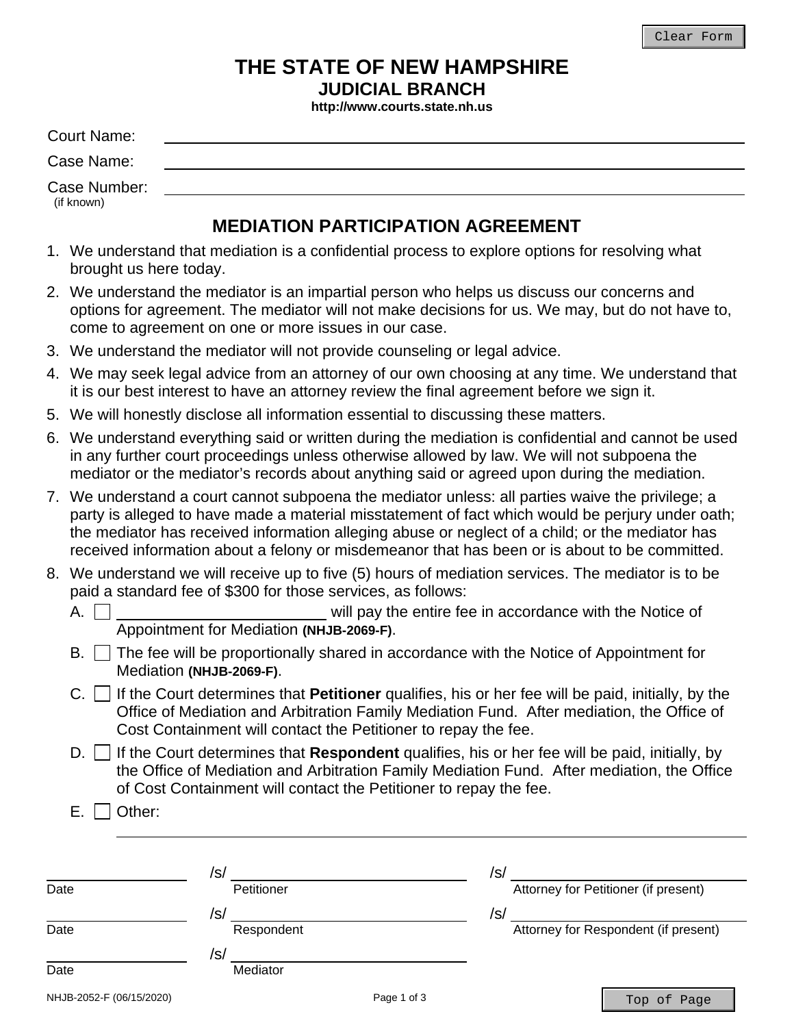# THE STATE OF NEW HAMPSHIRE
## JUDICIAL BRANCH
**http://www.courts.state.nh.us**

Court Name: ______________________________

Case Name: ______________________________

Case Number: ______________________________
(if known)

## MEDIATION PARTICIPATION AGREEMENT

1. We understand that mediation is a confidential process to explore options for resolving what brought us here today.
2. We understand the mediator is an impartial person who helps us discuss our concerns and options for agreement. The mediator will not make decisions for us. We may, but do not have to, come to agreement on one or more issues in our case.
3. We understand the mediator will not provide counseling or legal advice.
4. We may seek legal advice from an attorney of our own choosing at any time. We understand that it is our best interest to have an attorney review the final agreement before we sign it.
5. We will honestly disclose all information essential to discussing these matters.
6. We understand everything said or written during the mediation is confidential and cannot be used in any further court proceedings unless otherwise allowed by law. We will not subpoena the mediator or the mediator's records about anything said or agreed upon during the mediation.
7. We understand a court cannot subpoena the mediator unless: all parties waive the privilege; a party is alleged to have made a material misstatement of fact which would be perjury under oath; the mediator has received information alleging abuse or neglect of a child; or the mediator has received information about a felony or misdemeanor that has been or is about to be committed.
8. We understand we will receive up to five (5) hours of mediation services. The mediator is to be paid a standard fee of $300 for those services, as follows:
   - A. ☐ ______________________ will pay the entire fee in accordance with the Notice of Appointment for Mediation **(NHJB-2069-F)**.
   - B. ☐ The fee will be proportionally shared in accordance with the Notice of Appointment for Mediation **(NHJB-2069-F)**.
   - C. ☐ If the Court determines that **Petitioner** qualifies, his or her fee will be paid, initially, by the Office of Mediation and Arbitration Family Mediation Fund. After mediation, the Office of Cost Containment will contact the Petitioner to repay the fee.
   - D. ☐ If the Court determines that **Respondent** qualifies, his or her fee will be paid, initially, by the Office of Mediation and Arbitration Family Mediation Fund. After mediation, the Office of Cost Containment will contact the Petitioner to repay the fee.
   - E. ☐ Other: ______________________________

| | | |
|---|---|---|
| ____________ Date | /s/ ____________ Petitioner | /s/ ____________ Attorney for Petitioner (if present) |
| ____________ Date | /s/ ____________ Respondent | /s/ ____________ Attorney for Respondent (if present) |
| ____________ Date | /s/ ____________ Mediator | |

NHJB-2052-F (06/15/2020)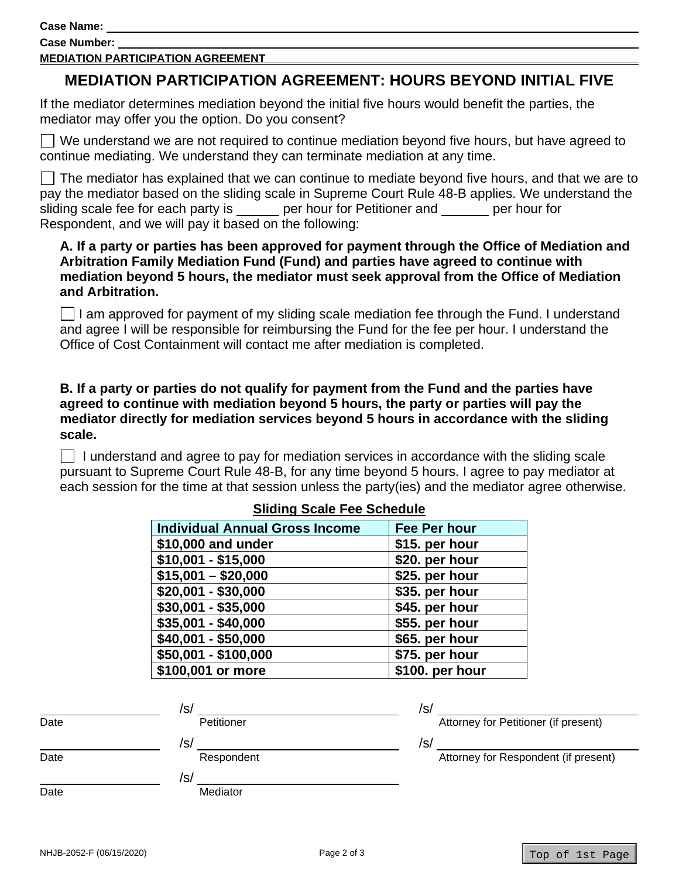Case Name: \_\_\_\_\_\_\_\_\_\_\_\_\_\_\_\_\_\_\_\_

Case Number: \_\_\_\_\_\_\_\_\_\_\_\_\_\_\_\_\_\_\_\_

**MEDIATION PARTICIPATION AGREEMENT**

## MEDIATION PARTICIPATION AGREEMENT: HOURS BEYOND INITIAL FIVE

If the mediator determines mediation beyond the initial five hours would benefit the parties, the mediator may offer you the option. Do you consent?

☐ We understand we are not required to continue mediation beyond five hours, but have agreed to continue mediating. We understand they can terminate mediation at any time.

☐ The mediator has explained that we can continue to mediate beyond five hours, and that we are to pay the mediator based on the sliding scale in Supreme Court Rule 48-B applies. We understand the sliding scale fee for each party is \_\_\_\_\_\_ per hour for Petitioner and \_\_\_\_\_\_ per hour for Respondent, and we will pay it based on the following:

**A. If a party or parties has been approved for payment through the Office of Mediation and Arbitration Family Mediation Fund (Fund) and parties have agreed to continue with mediation beyond 5 hours, the mediator must seek approval from the Office of Mediation and Arbitration.**

☐ I am approved for payment of my sliding scale mediation fee through the Fund. I understand and agree I will be responsible for reimbursing the Fund for the fee per hour. I understand the Office of Cost Containment will contact me after mediation is completed.

**B. If a party or parties do not qualify for payment from the Fund and the parties have agreed to continue with mediation beyond 5 hours, the party or parties will pay the mediator directly for mediation services beyond 5 hours in accordance with the sliding scale.**

☐ I understand and agree to pay for mediation services in accordance with the sliding scale pursuant to Supreme Court Rule 48-B, for any time beyond 5 hours. I agree to pay mediator at each session for the time at that session unless the party(ies) and the mediator agree otherwise.

**Sliding Scale Fee Schedule**

| Individual Annual Gross Income | Fee Per hour |
|---|---|
| $10,000 and under | $15. per hour |
| $10,001 - $15,000 | $20. per hour |
| $15,001 – $20,000 | $25. per hour |
| $20,001 - $30,000 | $35. per hour |
| $30,001 - $35,000 | $45. per hour |
| $35,001 - $40,000 | $55. per hour |
| $40,001 - $50,000 | $65. per hour |
| $50,001 - $100,000 | $75. per hour |
| $100,001 or more | $100. per hour |

| Date | /s/ Petitioner | /s/ Attorney for Petitioner (if present) |
|---|---|---|
| Date | /s/ Respondent | /s/ Attorney for Respondent (if present) |
| Date | /s/ Mediator | |

NHJB-2052-F (06/15/2020)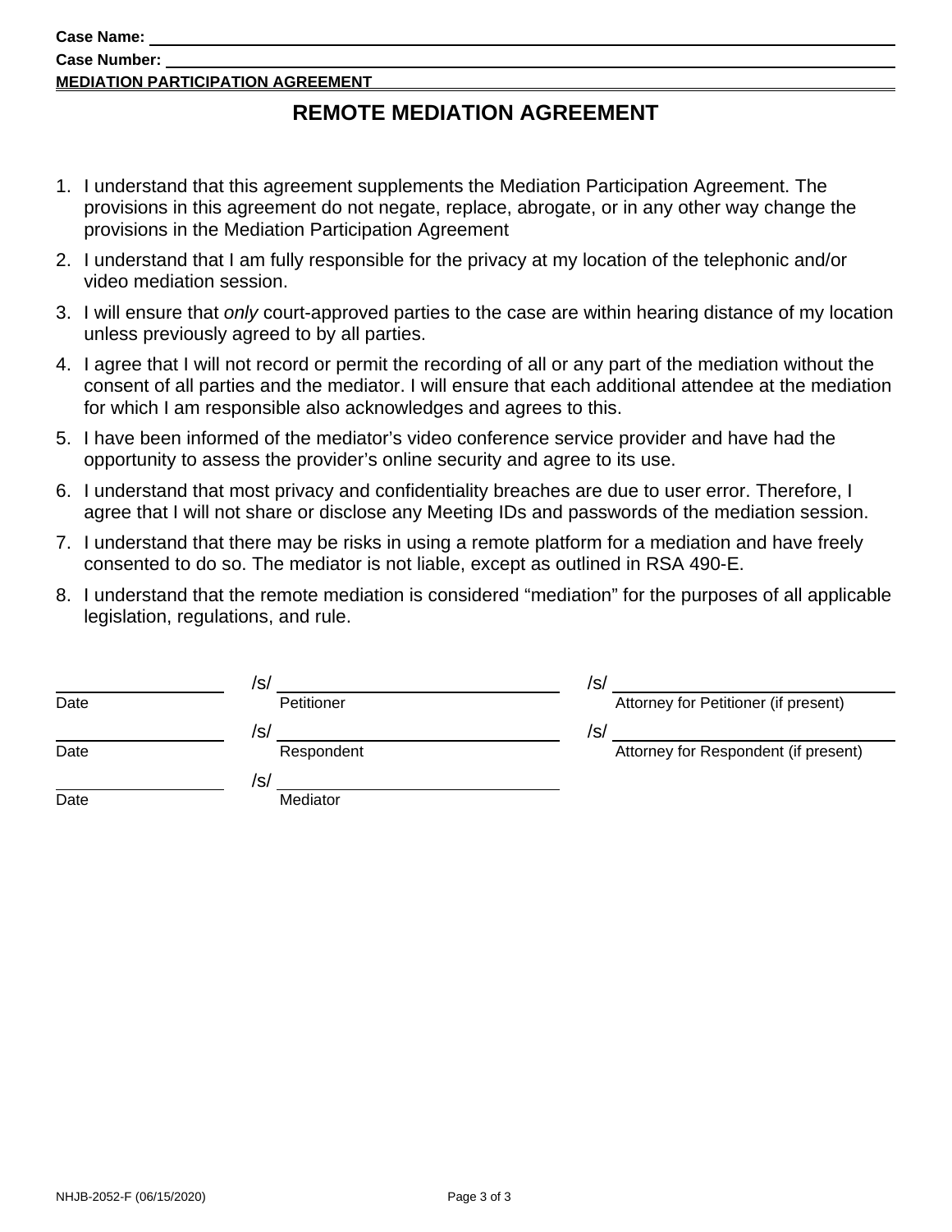**Case Name:** 

**Case Number:** 

**MEDIATION PARTICIPATION AGREEMENT**

# REMOTE MEDIATION AGREEMENT

1. I understand that this agreement supplements the Mediation Participation Agreement. The provisions in this agreement do not negate, replace, abrogate, or in any other way change the provisions in the Mediation Participation Agreement
2. I understand that I am fully responsible for the privacy at my location of the telephonic and/or video mediation session.
3. I will ensure that *only* court-approved parties to the case are within hearing distance of my location unless previously agreed to by all parties.
4. I agree that I will not record or permit the recording of all or any part of the mediation without the consent of all parties and the mediator. I will ensure that each additional attendee at the mediation for which I am responsible also acknowledges and agrees to this.
5. I have been informed of the mediator's video conference service provider and have had the opportunity to assess the provider's online security and agree to its use.
6. I understand that most privacy and confidentiality breaches are due to user error. Therefore, I agree that I will not share or disclose any Meeting IDs and passwords of the mediation session.
7. I understand that there may be risks in using a remote platform for a mediation and have freely consented to do so. The mediator is not liable, except as outlined in RSA 490-E.
8. I understand that the remote mediation is considered "mediation" for the purposes of all applicable legislation, regulations, and rule.

| | | |
|---|---|---|
| ____________ Date | /s/ ____________ Petitioner | /s/ ____________ Attorney for Petitioner (if present) |
| ____________ Date | /s/ ____________ Respondent | /s/ ____________ Attorney for Respondent (if present) |
| ____________ Date | /s/ ____________ Mediator | |

NHJB-2052-F (06/15/2020)